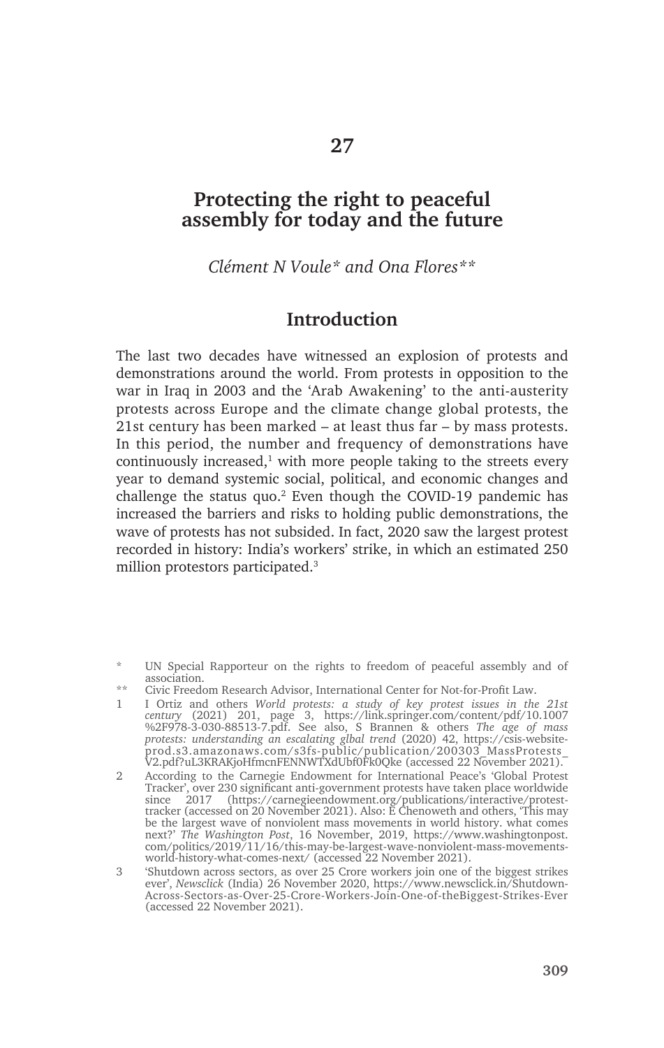# 27

# Protecting the right to peaceful assembly for today and the future

*Clément N Voule\* and Ona Flores\*\**

## Introduction

The last two decades have witnessed an explosion of protests and demonstrations around the world. From protests in opposition to the war in Iraq in 2003 and the 'Arab Awakening' to the anti-austerity protests across Europe and the climate change global protests, the 21st century has been marked – at least thus far – by mass protests. In this period, the number and frequency of demonstrations have continuously increased,[1] with more people taking to the streets every year to demand systemic social, political, and economic changes and challenge the status quo.[2] Even though the COVID-19 pandemic has increased the barriers and risks to holding public demonstrations, the wave of protests has not subsided. In fact, 2020 saw the largest protest recorded in history: India's workers' strike, in which an estimated 250 million protestors participated.[3]

---

\* UN Special Rapporteur on the rights to freedom of peaceful assembly and of association.

\*\* Civic Freedom Research Advisor, International Center for Not-for-Profit Law.

1 I Ortiz and others *World protests: a study of key protest issues in the 21st century* (2021) 201, page 3, https://link.springer.com/content/pdf/10.1007%2F978-3-030-88513-7.pdf. See also, S Brannen & others *The age of mass protests: understanding an escalating glbal trend* (2020) 42, https://csis-website-prod.s3.amazonaws.com/s3fs-public/publication/200303_MassProtests_V2.pdf?uL3KRAKjoHfmcnFENNWTXdUbf0Fk0Qke (accessed 22 November 2021).

2 According to the Carnegie Endowment for International Peace's 'Global Protest Tracker', over 230 significant anti-government protests have taken place worldwide since 2017 (https://carnegieendowment.org/publications/interactive/protest-tracker (accessed on 20 November 2021). Also: E Chenoweth and others, 'This may be the largest wave of nonviolent mass movements in world history. what comes next?' *The Washington Post*, 16 November, 2019, https://www.washingtonpost.com/politics/2019/11/16/this-may-be-largest-wave-nonviolent-mass-movements-world-history-what-comes-next/ (accessed 22 November 2021).

3 'Shutdown across sectors, as over 25 Crore workers join one of the biggest strikes ever', *Newsclick* (India) 26 November 2020, https://www.newsclick.in/Shutdown-Across-Sectors-as-Over-25-Crore-Workers-Join-One-of-theBiggest-Strikes-Ever (accessed 22 November 2021).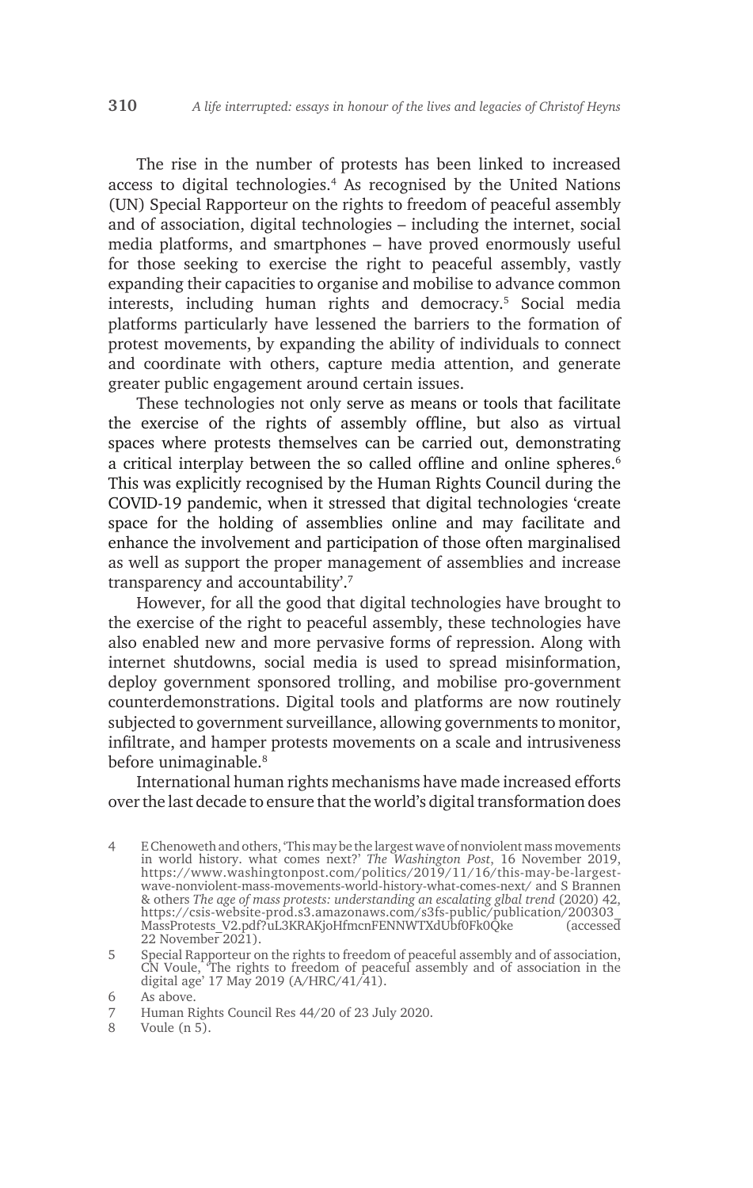The rise in the number of protests has been linked to increased access to digital technologies.[4] As recognised by the United Nations (UN) Special Rapporteur on the rights to freedom of peaceful assembly and of association, digital technologies – including the internet, social media platforms, and smartphones – have proved enormously useful for those seeking to exercise the right to peaceful assembly, vastly expanding their capacities to organise and mobilise to advance common interests, including human rights and democracy.[5] Social media platforms particularly have lessened the barriers to the formation of protest movements, by expanding the ability of individuals to connect and coordinate with others, capture media attention, and generate greater public engagement around certain issues.

These technologies not only serve as means or tools that facilitate the exercise of the rights of assembly offline, but also as virtual spaces where protests themselves can be carried out, demonstrating a critical interplay between the so called offline and online spheres.[6] This was explicitly recognised by the Human Rights Council during the COVID-19 pandemic, when it stressed that digital technologies 'create space for the holding of assemblies online and may facilitate and enhance the involvement and participation of those often marginalised as well as support the proper management of assemblies and increase transparency and accountability'.[7]

However, for all the good that digital technologies have brought to the exercise of the right to peaceful assembly, these technologies have also enabled new and more pervasive forms of repression. Along with internet shutdowns, social media is used to spread misinformation, deploy government sponsored trolling, and mobilise pro-government counterdemonstrations. Digital tools and platforms are now routinely subjected to government surveillance, allowing governments to monitor, infiltrate, and hamper protests movements on a scale and intrusiveness before unimaginable.[8]

International human rights mechanisms have made increased efforts over the last decade to ensure that the world's digital transformation does

---

4 E Chenoweth and others, 'This may be the largest wave of nonviolent mass movements in world history. what comes next?' *The Washington Post*, 16 November 2019, https://www.washingtonpost.com/politics/2019/11/16/this-may-be-largest-wave-nonviolent-mass-movements-world-history-what-comes-next/ and S Brannen & others *The age of mass protests: understanding an escalating glbal trend* (2020) 42, https://csis-website-prod.s3.amazonaws.com/s3fs-public/publication/200303_MassProtests_V2.pdf?uL3KRAKjoHfmcnFENNWTXdUbf0Fk0Qke (accessed 22 November 2021).

5 Special Rapporteur on the rights to freedom of peaceful assembly and of association, CN Voule, 'The rights to freedom of peaceful assembly and of association in the digital age' 17 May 2019 (A/HRC/41/41).

6 As above.

7 Human Rights Council Res 44/20 of 23 July 2020.

8 Voule (n 5).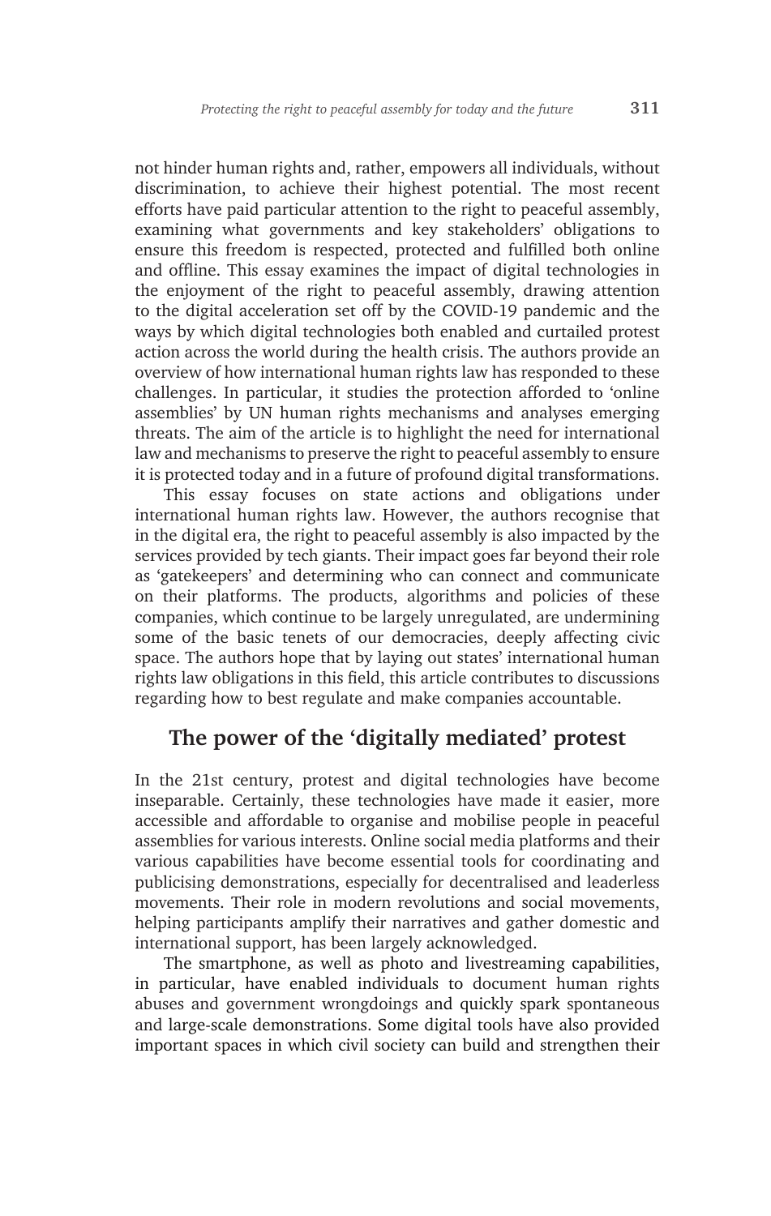not hinder human rights and, rather, empowers all individuals, without discrimination, to achieve their highest potential. The most recent efforts have paid particular attention to the right to peaceful assembly, examining what governments and key stakeholders' obligations to ensure this freedom is respected, protected and fulfilled both online and offline. This essay examines the impact of digital technologies in the enjoyment of the right to peaceful assembly, drawing attention to the digital acceleration set off by the COVID-19 pandemic and the ways by which digital technologies both enabled and curtailed protest action across the world during the health crisis. The authors provide an overview of how international human rights law has responded to these challenges. In particular, it studies the protection afforded to 'online assemblies' by UN human rights mechanisms and analyses emerging threats. The aim of the article is to highlight the need for international law and mechanisms to preserve the right to peaceful assembly to ensure it is protected today and in a future of profound digital transformations.

This essay focuses on state actions and obligations under international human rights law. However, the authors recognise that in the digital era, the right to peaceful assembly is also impacted by the services provided by tech giants. Their impact goes far beyond their role as 'gatekeepers' and determining who can connect and communicate on their platforms. The products, algorithms and policies of these companies, which continue to be largely unregulated, are undermining some of the basic tenets of our democracies, deeply affecting civic space. The authors hope that by laying out states' international human rights law obligations in this field, this article contributes to discussions regarding how to best regulate and make companies accountable.

## The power of the 'digitally mediated' protest

In the 21st century, protest and digital technologies have become inseparable. Certainly, these technologies have made it easier, more accessible and affordable to organise and mobilise people in peaceful assemblies for various interests. Online social media platforms and their various capabilities have become essential tools for coordinating and publicising demonstrations, especially for decentralised and leaderless movements. Their role in modern revolutions and social movements, helping participants amplify their narratives and gather domestic and international support, has been largely acknowledged.

The smartphone, as well as photo and livestreaming capabilities, in particular, have enabled individuals to document human rights abuses and government wrongdoings and quickly spark spontaneous and large-scale demonstrations. Some digital tools have also provided important spaces in which civil society can build and strengthen their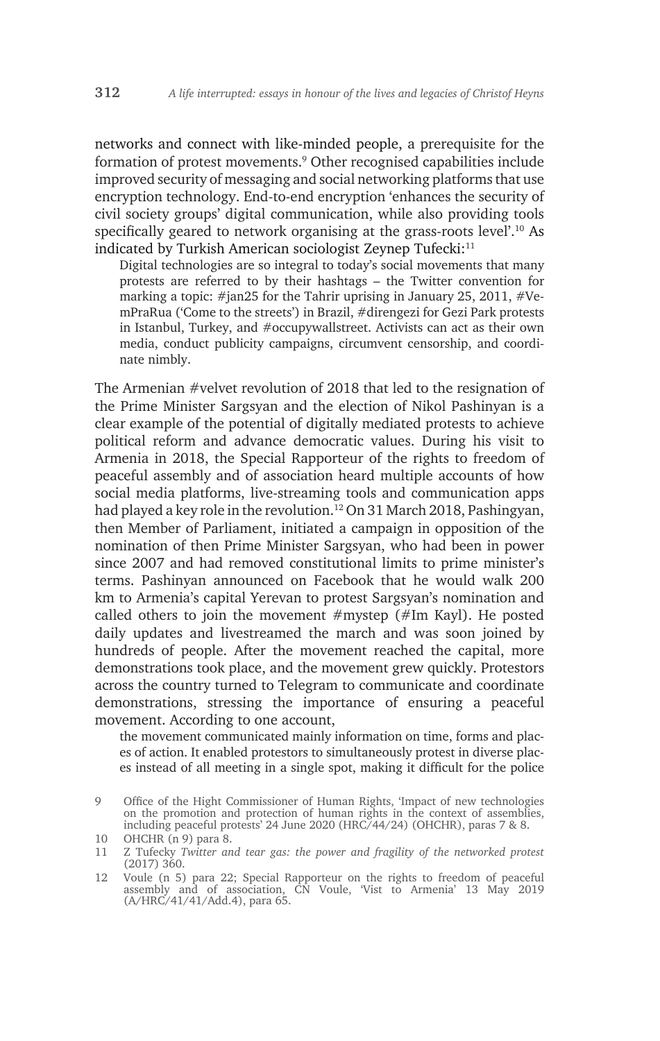networks and connect with like-minded people, a prerequisite for the formation of protest movements.[9] Other recognised capabilities include improved security of messaging and social networking platforms that use encryption technology. End-to-end encryption 'enhances the security of civil society groups' digital communication, while also providing tools specifically geared to network organising at the grass-roots level'.[10] As indicated by Turkish American sociologist Zeynep Tufecki:[11]

> Digital technologies are so integral to today's social movements that many protests are referred to by their hashtags – the Twitter convention for marking a topic: #jan25 for the Tahrir uprising in January 25, 2011, #VemPraRua ('Come to the streets') in Brazil, #direngezi for Gezi Park protests in Istanbul, Turkey, and #occupywallstreet. Activists can act as their own media, conduct publicity campaigns, circumvent censorship, and coordinate nimbly.

The Armenian #velvet revolution of 2018 that led to the resignation of the Prime Minister Sargsyan and the election of Nikol Pashinyan is a clear example of the potential of digitally mediated protests to achieve political reform and advance democratic values. During his visit to Armenia in 2018, the Special Rapporteur of the rights to freedom of peaceful assembly and of association heard multiple accounts of how social media platforms, live-streaming tools and communication apps had played a key role in the revolution.[12] On 31 March 2018, Pashingyan, then Member of Parliament, initiated a campaign in opposition of the nomination of then Prime Minister Sargsyan, who had been in power since 2007 and had removed constitutional limits to prime minister's terms. Pashinyan announced on Facebook that he would walk 200 km to Armenia's capital Yerevan to protest Sargsyan's nomination and called others to join the movement #mystep (#Im Kayl). He posted daily updates and livestreamed the march and was soon joined by hundreds of people. After the movement reached the capital, more demonstrations took place, and the movement grew quickly. Protestors across the country turned to Telegram to communicate and coordinate demonstrations, stressing the importance of ensuring a peaceful movement. According to one account,

> the movement communicated mainly information on time, forms and places of action. It enabled protestors to simultaneously protest in diverse places instead of all meeting in a single spot, making it difficult for the police

---

9 Office of the Hight Commissioner of Human Rights, 'Impact of new technologies on the promotion and protection of human rights in the context of assemblies, including peaceful protests' 24 June 2020 (HRC/44/24) (OHCHR), paras 7 & 8.

10 OHCHR (n 9) para 8.

11 Z Tufecky *Twitter and tear gas: the power and fragility of the networked protest* (2017) 360.

12 Voule (n 5) para 22; Special Rapporteur on the rights to freedom of peaceful assembly and of association, CN Voule, 'Vist to Armenia' 13 May 2019 (A/HRC/41/41/Add.4), para 65.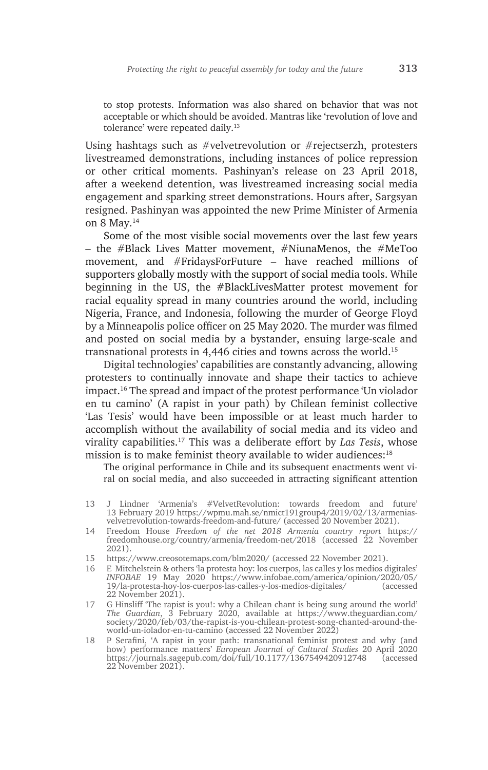to stop protests. Information was also shared on behavior that was not acceptable or which should be avoided. Mantras like 'revolution of love and tolerance' were repeated daily.[13]

Using hashtags such as #velvetrevolution or #rejectserzh, protesters livestreamed demonstrations, including instances of police repression or other critical moments. Pashinyan's release on 23 April 2018, after a weekend detention, was livestreamed increasing social media engagement and sparking street demonstrations. Hours after, Sargsyan resigned. Pashinyan was appointed the new Prime Minister of Armenia on 8 May.[14]

Some of the most visible social movements over the last few years – the #Black Lives Matter movement, #NiunaMenos, the #MeToo movement, and #FridaysForFuture – have reached millions of supporters globally mostly with the support of social media tools. While beginning in the US, the #BlackLivesMatter protest movement for racial equality spread in many countries around the world, including Nigeria, France, and Indonesia, following the murder of George Floyd by a Minneapolis police officer on 25 May 2020. The murder was filmed and posted on social media by a bystander, ensuing large-scale and transnational protests in 4,446 cities and towns across the world.[15]

Digital technologies' capabilities are constantly advancing, allowing protesters to continually innovate and shape their tactics to achieve impact.[16] The spread and impact of the protest performance 'Un violador en tu camino' (A rapist in your path) by Chilean feminist collective 'Las Tesis' would have been impossible or at least much harder to accomplish without the availability of social media and its video and virality capabilities.[17] This was a deliberate effort by *Las Tesis*, whose mission is to make feminist theory available to wider audiences:[18]

> The original performance in Chile and its subsequent enactments went viral on social media, and also succeeded in attracting significant attention

---

13 J Lindner 'Armenia's #VelvetRevolution: towards freedom and future' 13 February 2019 https://wpmu.mah.se/nmict191group4/2019/02/13/armenias-velvetrevolution-towards-freedom-and-future/ (accessed 20 November 2021).

14 Freedom House *Freedom of the net 2018 Armenia country report* https://freedomhouse.org/country/armenia/freedom-net/2018 (accessed 22 November 2021).

15 https://www.creosotemaps.com/blm2020/ (accessed 22 November 2021).

16 E Mitchelstein & others 'la protesta hoy: los cuerpos, las calles y los medios digitales' *INFOBAE* 19 May 2020 https://www.infobae.com/america/opinion/2020/05/19/la-protesta-hoy-los-cuerpos-las-calles-y-los-medios-digitales/ (accessed 22 November 2021).

17 G Hinsliff 'The rapist is you!: why a Chilean chant is being sung around the world' *The Guardian*, 3 February 2020, available at https://www.theguardian.com/society/2020/feb/03/the-rapist-is-you-chilean-protest-song-chanted-around-the-world-un-iolador-en-tu-camino (accessed 22 November 2022)

18 P Serafini, 'A rapist in your path: transnational feminist protest and why (and how) performance matters' *European Journal of Cultural Studies* 20 April 2020 https://journals.sagepub.com/doi/full/10.1177/1367549420912748 (accessed 22 November 2021).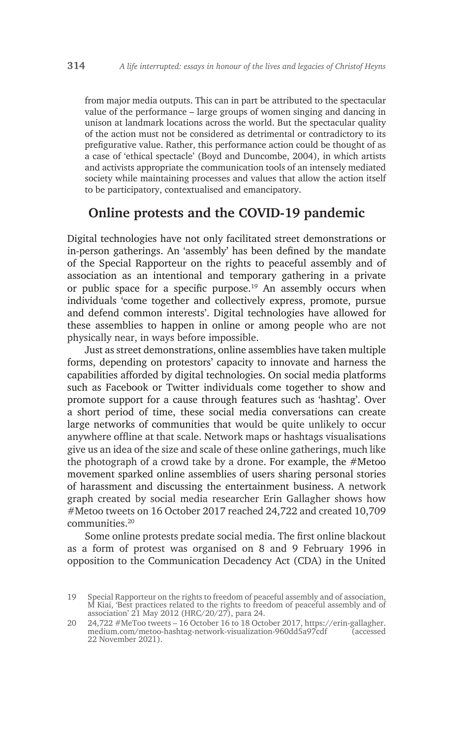from major media outputs. This can in part be attributed to the spectacular value of the performance – large groups of women singing and dancing in unison at landmark locations across the world. But the spectacular quality of the action must not be considered as detrimental or contradictory to its prefigurative value. Rather, this performance action could be thought of as a case of 'ethical spectacle' (Boyd and Duncombe, 2004), in which artists and activists appropriate the communication tools of an intensely mediated society while maintaining processes and values that allow the action itself to be participatory, contextualised and emancipatory.

## Online protests and the COVID-19 pandemic

Digital technologies have not only facilitated street demonstrations or in-person gatherings. An 'assembly' has been defined by the mandate of the Special Rapporteur on the rights to peaceful assembly and of association as an intentional and temporary gathering in a private or public space for a specific purpose.[19] An assembly occurs when individuals 'come together and collectively express, promote, pursue and defend common interests'. Digital technologies have allowed for these assemblies to happen in online or among people who are not physically near, in ways before impossible.

Just as street demonstrations, online assemblies have taken multiple forms, depending on protestors' capacity to innovate and harness the capabilities afforded by digital technologies. On social media platforms such as Facebook or Twitter individuals come together to show and promote support for a cause through features such as 'hashtag'. Over a short period of time, these social media conversations can create large networks of communities that would be quite unlikely to occur anywhere offline at that scale. Network maps or hashtags visualisations give us an idea of the size and scale of these online gatherings, much like the photograph of a crowd take by a drone. For example, the #Metoo movement sparked online assemblies of users sharing personal stories of harassment and discussing the entertainment business. A network graph created by social media researcher Erin Gallagher shows how #Metoo tweets on 16 October 2017 reached 24,722 and created 10,709 communities.[20]

Some online protests predate social media. The first online blackout as a form of protest was organised on 8 and 9 February 1996 in opposition to the Communication Decadency Act (CDA) in the United

19 Special Rapporteur on the rights to freedom of peaceful assembly and of association, M Kiai, 'Best practices related to the rights to freedom of peaceful assembly and of association' 21 May 2012 (HRC/20/27), para 24.

20 24,722 #MeToo tweets – 16 October 16 to 18 October 2017, https://erin-gallagher.medium.com/metoo-hashtag-network-visualization-960dd5a97cdf (accessed 22 November 2021).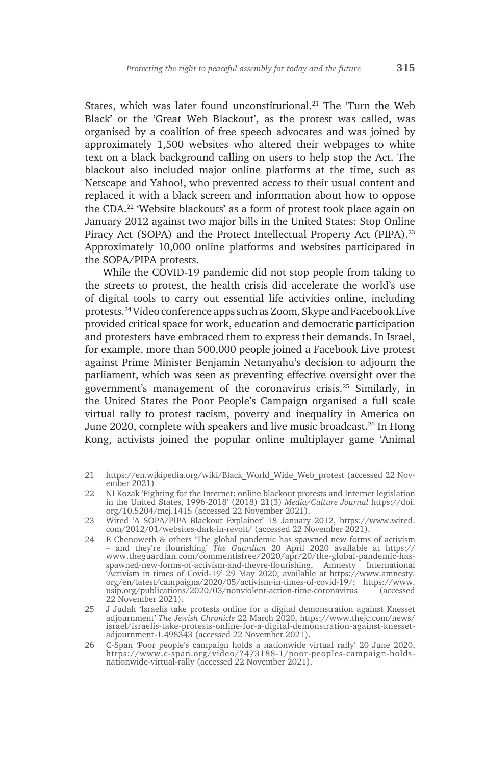States, which was later found unconstitutional.[21] The 'Turn the Web Black' or the 'Great Web Blackout', as the protest was called, was organised by a coalition of free speech advocates and was joined by approximately 1,500 websites who altered their webpages to white text on a black background calling on users to help stop the Act. The blackout also included major online platforms at the time, such as Netscape and Yahoo!, who prevented access to their usual content and replaced it with a black screen and information about how to oppose the CDA.[22] 'Website blackouts' as a form of protest took place again on January 2012 against two major bills in the United States: Stop Online Piracy Act (SOPA) and the Protect Intellectual Property Act (PIPA).[23] Approximately 10,000 online platforms and websites participated in the SOPA/PIPA protests.

While the COVID-19 pandemic did not stop people from taking to the streets to protest, the health crisis did accelerate the world's use of digital tools to carry out essential life activities online, including protests.[24] Video conference apps such as Zoom, Skype and Facebook Live provided critical space for work, education and democratic participation and protesters have embraced them to express their demands. In Israel, for example, more than 500,000 people joined a Facebook Live protest against Prime Minister Benjamin Netanyahu's decision to adjourn the parliament, which was seen as preventing effective oversight over the government's management of the coronavirus crisis.[25] Similarly, in the United States the Poor People's Campaign organised a full scale virtual rally to protest racism, poverty and inequality in America on June 2020, complete with speakers and live music broadcast.[26] In Hong Kong, activists joined the popular online multiplayer game 'Animal

---

21 https://en.wikipedia.org/wiki/Black_World_Wide_Web_protest (accessed 22 November 2021)

22 NI Kozak 'Fighting for the Internet: online blackout protests and Internet legislation in the United States, 1996-2018' (2018) 21(3) *Media/Culture Journal* https://doi.org/10.5204/mcj.1415 (accessed 22 November 2021).

23 Wired 'A SOPA/PIPA Blackout Explainer' 18 January 2012, https://www.wired.com/2012/01/websites-dark-in-revolt/ (accessed 22 November 2021).

24 E Chenoweth & others 'The global pandemic has spawned new forms of activism – and they're flourishing' *The Guardian* 20 April 2020 available at https://www.theguardian.com/commentisfree/2020/apr/20/the-global-pandemic-has-spawned-new-forms-of-activism-and-theyre-flourishing, Amnesty International 'Activism in times of Covid-19' 29 May 2020, available at https://www.amnesty.org/en/latest/campaigns/2020/05/activism-in-times-of-covid-19/; https://www.usip.org/publications/2020/03/nonviolent-action-time-coronavirus (accessed 22 November 2021).

25 J Judah 'Israelis take protests online for a digital demonstration against Knesset adjournment' *The Jewish Chronicle* 22 March 2020, https://www.thejc.com/news/israel/israelis-take-protests-online-for-a-digital-demonstration-against-knesset-adjournment-1.498343 (accessed 22 November 2021).

26 C-Span 'Poor people's campaign holds a nationwide virtual rally' 20 June 2020, https://www.c-span.org/video/?473188-1/poor-peoples-campaign-holds-nationwide-virtual-rally (accessed 22 November 2021).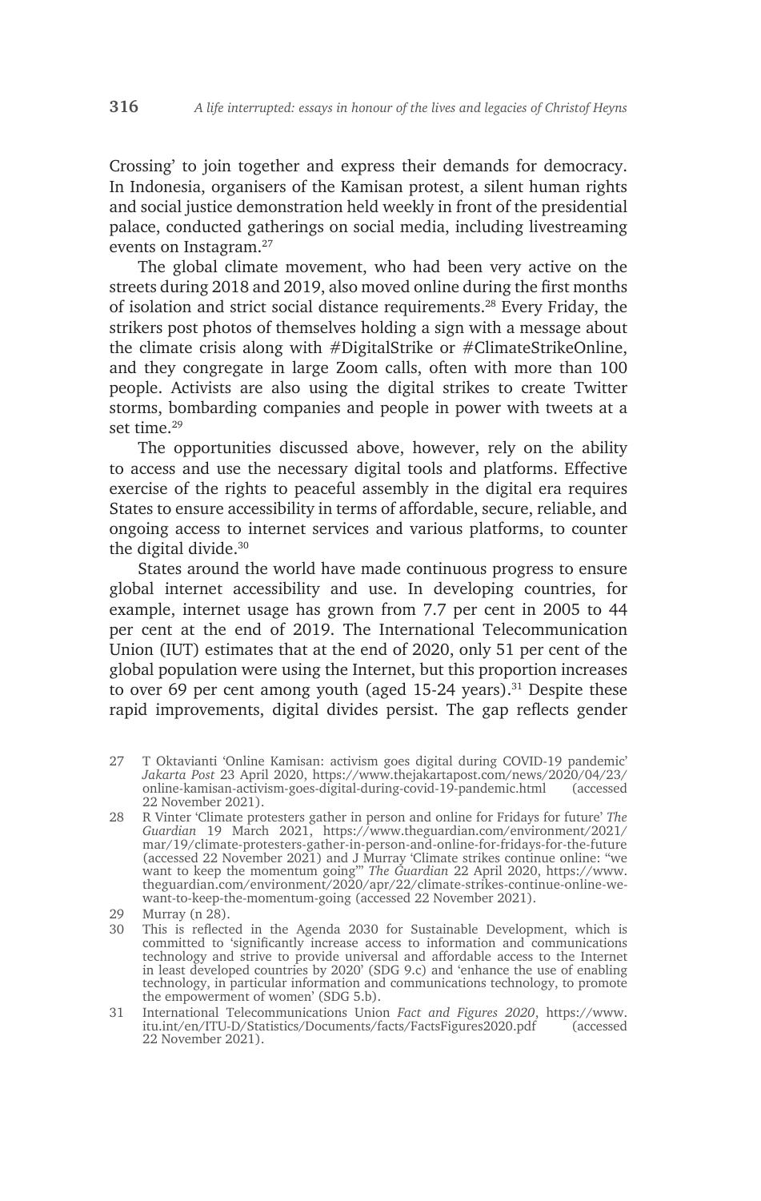Crossing' to join together and express their demands for democracy. In Indonesia, organisers of the Kamisan protest, a silent human rights and social justice demonstration held weekly in front of the presidential palace, conducted gatherings on social media, including livestreaming events on Instagram.[27]

The global climate movement, who had been very active on the streets during 2018 and 2019, also moved online during the first months of isolation and strict social distance requirements.[28] Every Friday, the strikers post photos of themselves holding a sign with a message about the climate crisis along with #DigitalStrike or #ClimateStrikeOnline, and they congregate in large Zoom calls, often with more than 100 people. Activists are also using the digital strikes to create Twitter storms, bombarding companies and people in power with tweets at a set time.[29]

The opportunities discussed above, however, rely on the ability to access and use the necessary digital tools and platforms. Effective exercise of the rights to peaceful assembly in the digital era requires States to ensure accessibility in terms of affordable, secure, reliable, and ongoing access to internet services and various platforms, to counter the digital divide.[30]

States around the world have made continuous progress to ensure global internet accessibility and use. In developing countries, for example, internet usage has grown from 7.7 per cent in 2005 to 44 per cent at the end of 2019. The International Telecommunication Union (IUT) estimates that at the end of 2020, only 51 per cent of the global population were using the Internet, but this proportion increases to over 69 per cent among youth (aged 15-24 years).[31] Despite these rapid improvements, digital divides persist. The gap reflects gender

---

27 T Oktavianti 'Online Kamisan: activism goes digital during COVID-19 pandemic' *Jakarta Post* 23 April 2020, https://www.thejakartapost.com/news/2020/04/23/online-kamisan-activism-goes-digital-during-covid-19-pandemic.html (accessed 22 November 2021).

28 R Vinter 'Climate protesters gather in person and online for Fridays for future' *The Guardian* 19 March 2021, https://www.theguardian.com/environment/2021/mar/19/climate-protesters-gather-in-person-and-online-for-fridays-for-the-future (accessed 22 November 2021) and J Murray 'Climate strikes continue online: "we want to keep the momentum going"' *The Guardian* 22 April 2020, https://www.theguardian.com/environment/2020/apr/22/climate-strikes-continue-online-we-want-to-keep-the-momentum-going (accessed 22 November 2021).

29 Murray (n 28).

30 This is reflected in the Agenda 2030 for Sustainable Development, which is committed to 'significantly increase access to information and communications technology and strive to provide universal and affordable access to the Internet in least developed countries by 2020' (SDG 9.c) and 'enhance the use of enabling technology, in particular information and communications technology, to promote the empowerment of women' (SDG 5.b).

31 International Telecommunications Union *Fact and Figures 2020*, https://www.itu.int/en/ITU-D/Statistics/Documents/facts/FactsFigures2020.pdf (accessed 22 November 2021).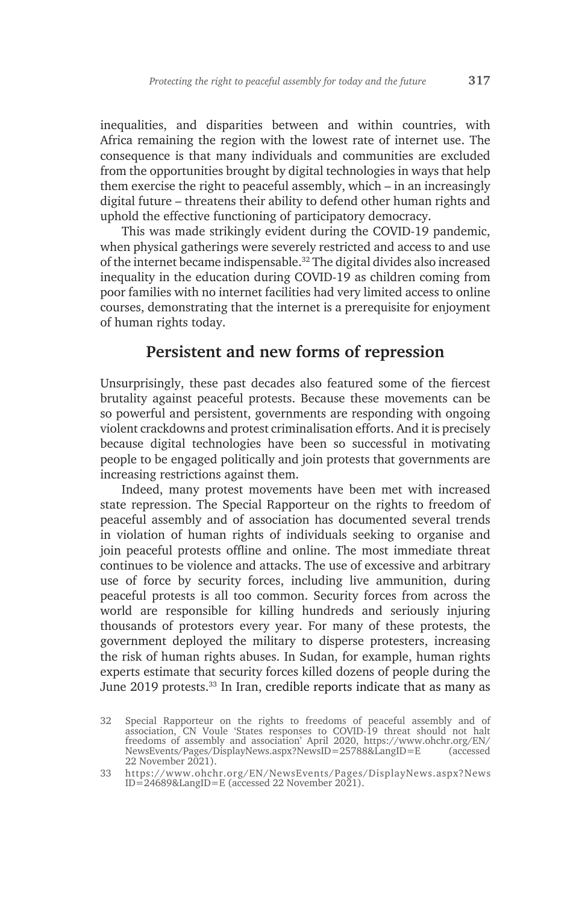inequalities, and disparities between and within countries, with Africa remaining the region with the lowest rate of internet use. The consequence is that many individuals and communities are excluded from the opportunities brought by digital technologies in ways that help them exercise the right to peaceful assembly, which – in an increasingly digital future – threatens their ability to defend other human rights and uphold the effective functioning of participatory democracy.

This was made strikingly evident during the COVID-19 pandemic, when physical gatherings were severely restricted and access to and use of the internet became indispensable.[32] The digital divides also increased inequality in the education during COVID-19 as children coming from poor families with no internet facilities had very limited access to online courses, demonstrating that the internet is a prerequisite for enjoyment of human rights today.

## Persistent and new forms of repression

Unsurprisingly, these past decades also featured some of the fiercest brutality against peaceful protests. Because these movements can be so powerful and persistent, governments are responding with ongoing violent crackdowns and protest criminalisation efforts. And it is precisely because digital technologies have been so successful in motivating people to be engaged politically and join protests that governments are increasing restrictions against them.

Indeed, many protest movements have been met with increased state repression. The Special Rapporteur on the rights to freedom of peaceful assembly and of association has documented several trends in violation of human rights of individuals seeking to organise and join peaceful protests offline and online. The most immediate threat continues to be violence and attacks. The use of excessive and arbitrary use of force by security forces, including live ammunition, during peaceful protests is all too common. Security forces from across the world are responsible for killing hundreds and seriously injuring thousands of protestors every year. For many of these protests, the government deployed the military to disperse protesters, increasing the risk of human rights abuses. In Sudan, for example, human rights experts estimate that security forces killed dozens of people during the June 2019 protests.[33] In Iran, credible reports indicate that as many as

32 Special Rapporteur on the rights to freedoms of peaceful assembly and of association, CN Voule 'States responses to COVID-19 threat should not halt freedoms of assembly and association' April 2020, https://www.ohchr.org/EN/NewsEvents/Pages/DisplayNews.aspx?NewsID=25788&LangID=E (accessed 22 November 2021).

33 https://www.ohchr.org/EN/NewsEvents/Pages/DisplayNews.aspx?NewsID=24689&LangID=E (accessed 22 November 2021).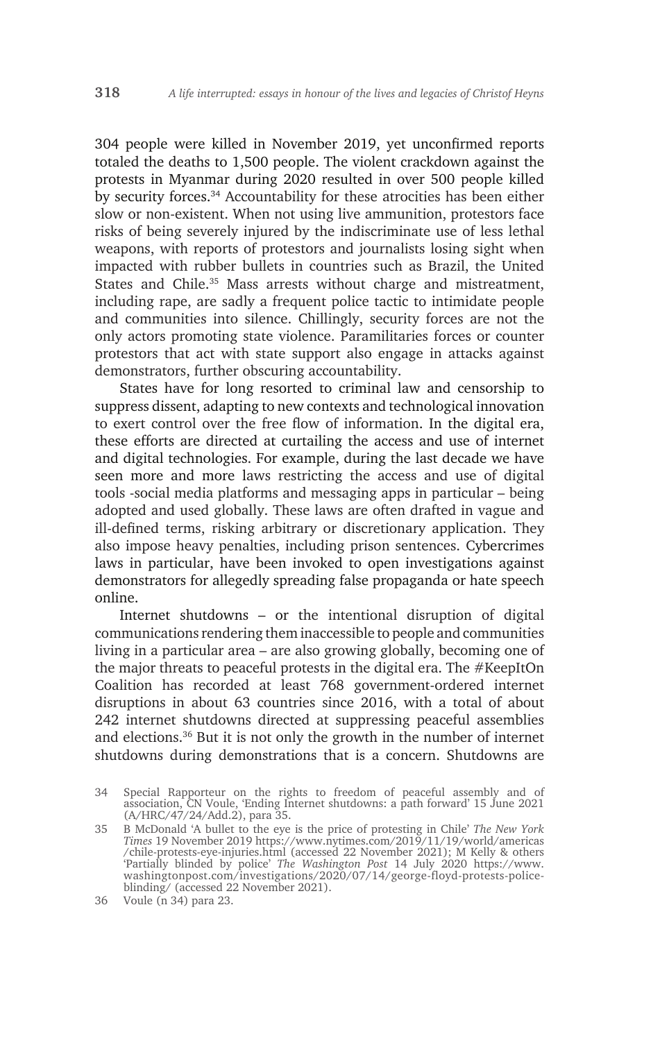304 people were killed in November 2019, yet unconfirmed reports totaled the deaths to 1,500 people. The violent crackdown against the protests in Myanmar during 2020 resulted in over 500 people killed by security forces.[34] Accountability for these atrocities has been either slow or non-existent. When not using live ammunition, protestors face risks of being severely injured by the indiscriminate use of less lethal weapons, with reports of protestors and journalists losing sight when impacted with rubber bullets in countries such as Brazil, the United States and Chile.[35] Mass arrests without charge and mistreatment, including rape, are sadly a frequent police tactic to intimidate people and communities into silence. Chillingly, security forces are not the only actors promoting state violence. Paramilitaries forces or counter protestors that act with state support also engage in attacks against demonstrators, further obscuring accountability.

States have for long resorted to criminal law and censorship to suppress dissent, adapting to new contexts and technological innovation to exert control over the free flow of information. In the digital era, these efforts are directed at curtailing the access and use of internet and digital technologies. For example, during the last decade we have seen more and more laws restricting the access and use of digital tools -social media platforms and messaging apps in particular – being adopted and used globally. These laws are often drafted in vague and ill-defined terms, risking arbitrary or discretionary application. They also impose heavy penalties, including prison sentences. Cybercrimes laws in particular, have been invoked to open investigations against demonstrators for allegedly spreading false propaganda or hate speech online.

Internet shutdowns – or the intentional disruption of digital communications rendering them inaccessible to people and communities living in a particular area – are also growing globally, becoming one of the major threats to peaceful protests in the digital era. The #KeepItOn Coalition has recorded at least 768 government-ordered internet disruptions in about 63 countries since 2016, with a total of about 242 internet shutdowns directed at suppressing peaceful assemblies and elections.[36] But it is not only the growth in the number of internet shutdowns during demonstrations that is a concern. Shutdowns are

---

34 Special Rapporteur on the rights to freedom of peaceful assembly and of association, CN Voule, 'Ending Internet shutdowns: a path forward' 15 June 2021 (A/HRC/47/24/Add.2), para 35.

35 B McDonald 'A bullet to the eye is the price of protesting in Chile' *The New York Times* 19 November 2019 https://www.nytimes.com/2019/11/19/world/americas/chile-protests-eye-injuries.html (accessed 22 November 2021); M Kelly & others 'Partially blinded by police' *The Washington Post* 14 July 2020 https://www.washingtonpost.com/investigations/2020/07/14/george-floyd-protests-police-blinding/ (accessed 22 November 2021).

36 Voule (n 34) para 23.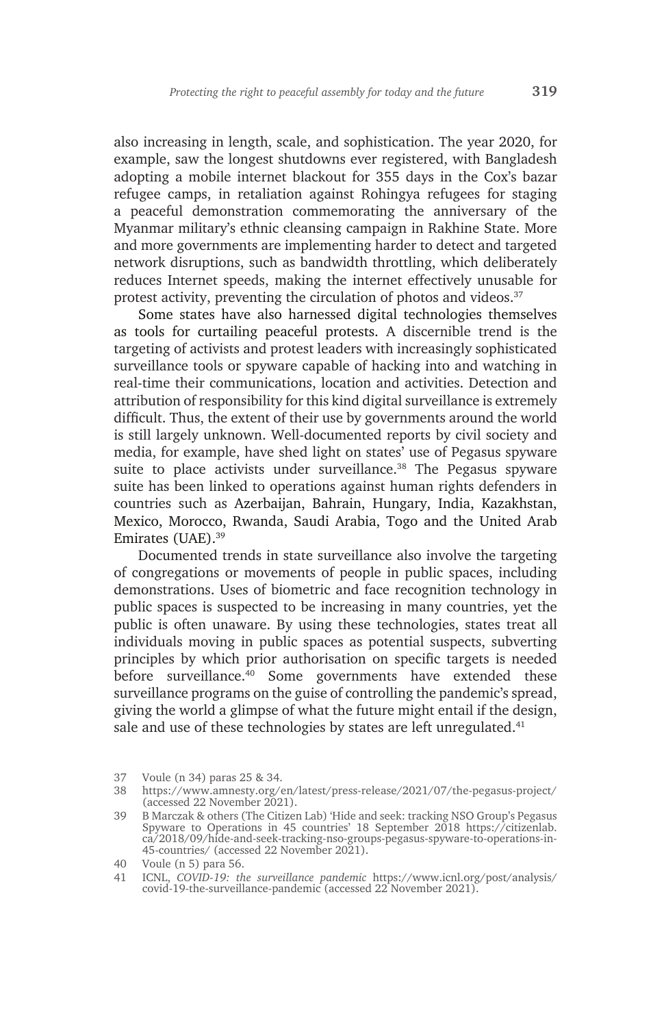also increasing in length, scale, and sophistication. The year 2020, for example, saw the longest shutdowns ever registered, with Bangladesh adopting a mobile internet blackout for 355 days in the Cox's bazar refugee camps, in retaliation against Rohingya refugees for staging a peaceful demonstration commemorating the anniversary of the Myanmar military's ethnic cleansing campaign in Rakhine State. More and more governments are implementing harder to detect and targeted network disruptions, such as bandwidth throttling, which deliberately reduces Internet speeds, making the internet effectively unusable for protest activity, preventing the circulation of photos and videos.[37]

Some states have also harnessed digital technologies themselves as tools for curtailing peaceful protests. A discernible trend is the targeting of activists and protest leaders with increasingly sophisticated surveillance tools or spyware capable of hacking into and watching in real-time their communications, location and activities. Detection and attribution of responsibility for this kind digital surveillance is extremely difficult. Thus, the extent of their use by governments around the world is still largely unknown. Well-documented reports by civil society and media, for example, have shed light on states' use of Pegasus spyware suite to place activists under surveillance.[38] The Pegasus spyware suite has been linked to operations against human rights defenders in countries such as Azerbaijan, Bahrain, Hungary, India, Kazakhstan, Mexico, Morocco, Rwanda, Saudi Arabia, Togo and the United Arab Emirates (UAE).[39]

Documented trends in state surveillance also involve the targeting of congregations or movements of people in public spaces, including demonstrations. Uses of biometric and face recognition technology in public spaces is suspected to be increasing in many countries, yet the public is often unaware. By using these technologies, states treat all individuals moving in public spaces as potential suspects, subverting principles by which prior authorisation on specific targets is needed before surveillance.[40] Some governments have extended these surveillance programs on the guise of controlling the pandemic's spread, giving the world a glimpse of what the future might entail if the design, sale and use of these technologies by states are left unregulated.[41]

---

37 Voule (n 34) paras 25 & 34.

38 https://www.amnesty.org/en/latest/press-release/2021/07/the-pegasus-project/ (accessed 22 November 2021).

39 B Marczak & others (The Citizen Lab) 'Hide and seek: tracking NSO Group's Pegasus Spyware to Operations in 45 countries' 18 September 2018 https://citizenlab.ca/2018/09/hide-and-seek-tracking-nso-groups-pegasus-spyware-to-operations-in-45-countries/ (accessed 22 November 2021).

40 Voule (n 5) para 56.

41 ICNL, *COVID-19: the surveillance pandemic* https://www.icnl.org/post/analysis/covid-19-the-surveillance-pandemic (accessed 22 November 2021).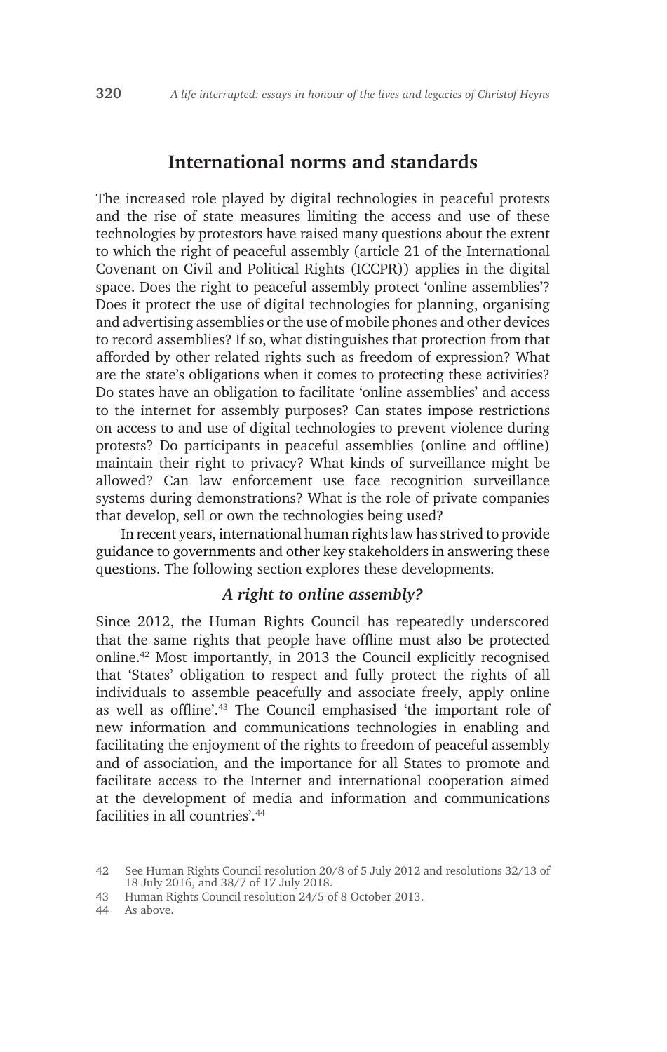## International norms and standards

The increased role played by digital technologies in peaceful protests and the rise of state measures limiting the access and use of these technologies by protestors have raised many questions about the extent to which the right of peaceful assembly (article 21 of the International Covenant on Civil and Political Rights (ICCPR)) applies in the digital space. Does the right to peaceful assembly protect 'online assemblies'? Does it protect the use of digital technologies for planning, organising and advertising assemblies or the use of mobile phones and other devices to record assemblies? If so, what distinguishes that protection from that afforded by other related rights such as freedom of expression? What are the state's obligations when it comes to protecting these activities? Do states have an obligation to facilitate 'online assemblies' and access to the internet for assembly purposes? Can states impose restrictions on access to and use of digital technologies to prevent violence during protests? Do participants in peaceful assemblies (online and offline) maintain their right to privacy? What kinds of surveillance might be allowed? Can law enforcement use face recognition surveillance systems during demonstrations? What is the role of private companies that develop, sell or own the technologies being used?

In recent years, international human rights law has strived to provide guidance to governments and other key stakeholders in answering these questions. The following section explores these developments.

### *A right to online assembly?*

Since 2012, the Human Rights Council has repeatedly underscored that the same rights that people have offline must also be protected online.[42] Most importantly, in 2013 the Council explicitly recognised that 'States' obligation to respect and fully protect the rights of all individuals to assemble peacefully and associate freely, apply online as well as offline'.[43] The Council emphasised 'the important role of new information and communications technologies in enabling and facilitating the enjoyment of the rights to freedom of peaceful assembly and of association, and the importance for all States to promote and facilitate access to the Internet and international cooperation aimed at the development of media and information and communications facilities in all countries'.[44]

42 See Human Rights Council resolution 20/8 of 5 July 2012 and resolutions 32/13 of 18 July 2016, and 38/7 of 17 July 2018.

43 Human Rights Council resolution 24/5 of 8 October 2013.

44 As above.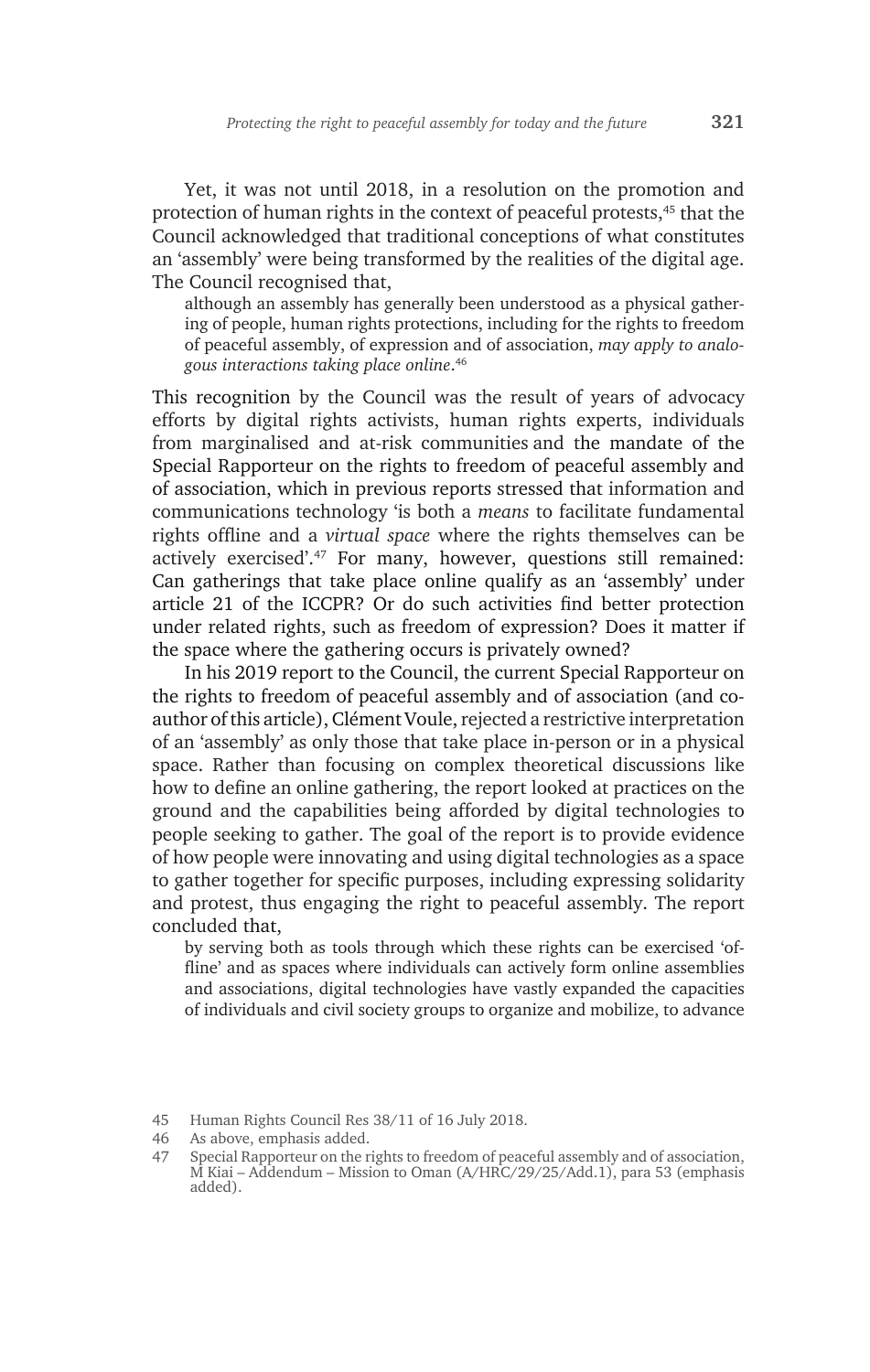Yet, it was not until 2018, in a resolution on the promotion and protection of human rights in the context of peaceful protests,[45] that the Council acknowledged that traditional conceptions of what constitutes an 'assembly' were being transformed by the realities of the digital age. The Council recognised that,

> although an assembly has generally been understood as a physical gathering of people, human rights protections, including for the rights to freedom of peaceful assembly, of expression and of association, *may apply to analogous interactions taking place online*.[46]

This recognition by the Council was the result of years of advocacy efforts by digital rights activists, human rights experts, individuals from marginalised and at-risk communities and the mandate of the Special Rapporteur on the rights to freedom of peaceful assembly and of association, which in previous reports stressed that information and communications technology 'is both a *means* to facilitate fundamental rights offline and a *virtual space* where the rights themselves can be actively exercised'.[47] For many, however, questions still remained: Can gatherings that take place online qualify as an 'assembly' under article 21 of the ICCPR? Or do such activities find better protection under related rights, such as freedom of expression? Does it matter if the space where the gathering occurs is privately owned?

In his 2019 report to the Council, the current Special Rapporteur on the rights to freedom of peaceful assembly and of association (and co-author of this article), Clément Voule, rejected a restrictive interpretation of an 'assembly' as only those that take place in-person or in a physical space. Rather than focusing on complex theoretical discussions like how to define an online gathering, the report looked at practices on the ground and the capabilities being afforded by digital technologies to people seeking to gather. The goal of the report is to provide evidence of how people were innovating and using digital technologies as a space to gather together for specific purposes, including expressing solidarity and protest, thus engaging the right to peaceful assembly. The report concluded that,

> by serving both as tools through which these rights can be exercised 'offline' and as spaces where individuals can actively form online assemblies and associations, digital technologies have vastly expanded the capacities of individuals and civil society groups to organize and mobilize, to advance

---

45 Human Rights Council Res 38/11 of 16 July 2018.

46 As above, emphasis added.

47 Special Rapporteur on the rights to freedom of peaceful assembly and of association, M Kiai – Addendum – Mission to Oman (A/HRC/29/25/Add.1), para 53 (emphasis added).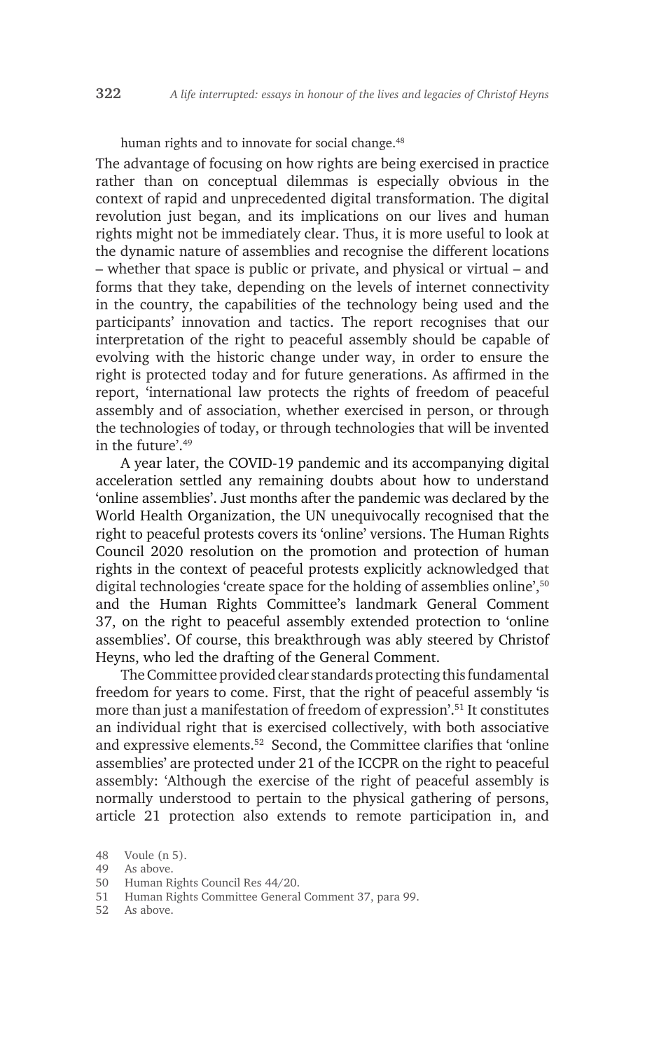human rights and to innovate for social change.[48]

The advantage of focusing on how rights are being exercised in practice rather than on conceptual dilemmas is especially obvious in the context of rapid and unprecedented digital transformation. The digital revolution just began, and its implications on our lives and human rights might not be immediately clear. Thus, it is more useful to look at the dynamic nature of assemblies and recognise the different locations – whether that space is public or private, and physical or virtual – and forms that they take, depending on the levels of internet connectivity in the country, the capabilities of the technology being used and the participants' innovation and tactics. The report recognises that our interpretation of the right to peaceful assembly should be capable of evolving with the historic change under way, in order to ensure the right is protected today and for future generations. As affirmed in the report, 'international law protects the rights of freedom of peaceful assembly and of association, whether exercised in person, or through the technologies of today, or through technologies that will be invented in the future'.[49]

A year later, the COVID-19 pandemic and its accompanying digital acceleration settled any remaining doubts about how to understand 'online assemblies'. Just months after the pandemic was declared by the World Health Organization, the UN unequivocally recognised that the right to peaceful protests covers its 'online' versions. The Human Rights Council 2020 resolution on the promotion and protection of human rights in the context of peaceful protests explicitly acknowledged that digital technologies 'create space for the holding of assemblies online',[50] and the Human Rights Committee's landmark General Comment 37, on the right to peaceful assembly extended protection to 'online assemblies'. Of course, this breakthrough was ably steered by Christof Heyns, who led the drafting of the General Comment.

The Committee provided clear standards protecting this fundamental freedom for years to come. First, that the right of peaceful assembly 'is more than just a manifestation of freedom of expression'.[51] It constitutes an individual right that is exercised collectively, with both associative and expressive elements.[52] Second, the Committee clarifies that 'online assemblies' are protected under 21 of the ICCPR on the right to peaceful assembly: 'Although the exercise of the right of peaceful assembly is normally understood to pertain to the physical gathering of persons, article 21 protection also extends to remote participation in, and

---

48 Voule (n 5).

49 As above.

50 Human Rights Council Res 44/20.

51 Human Rights Committee General Comment 37, para 99.

52 As above.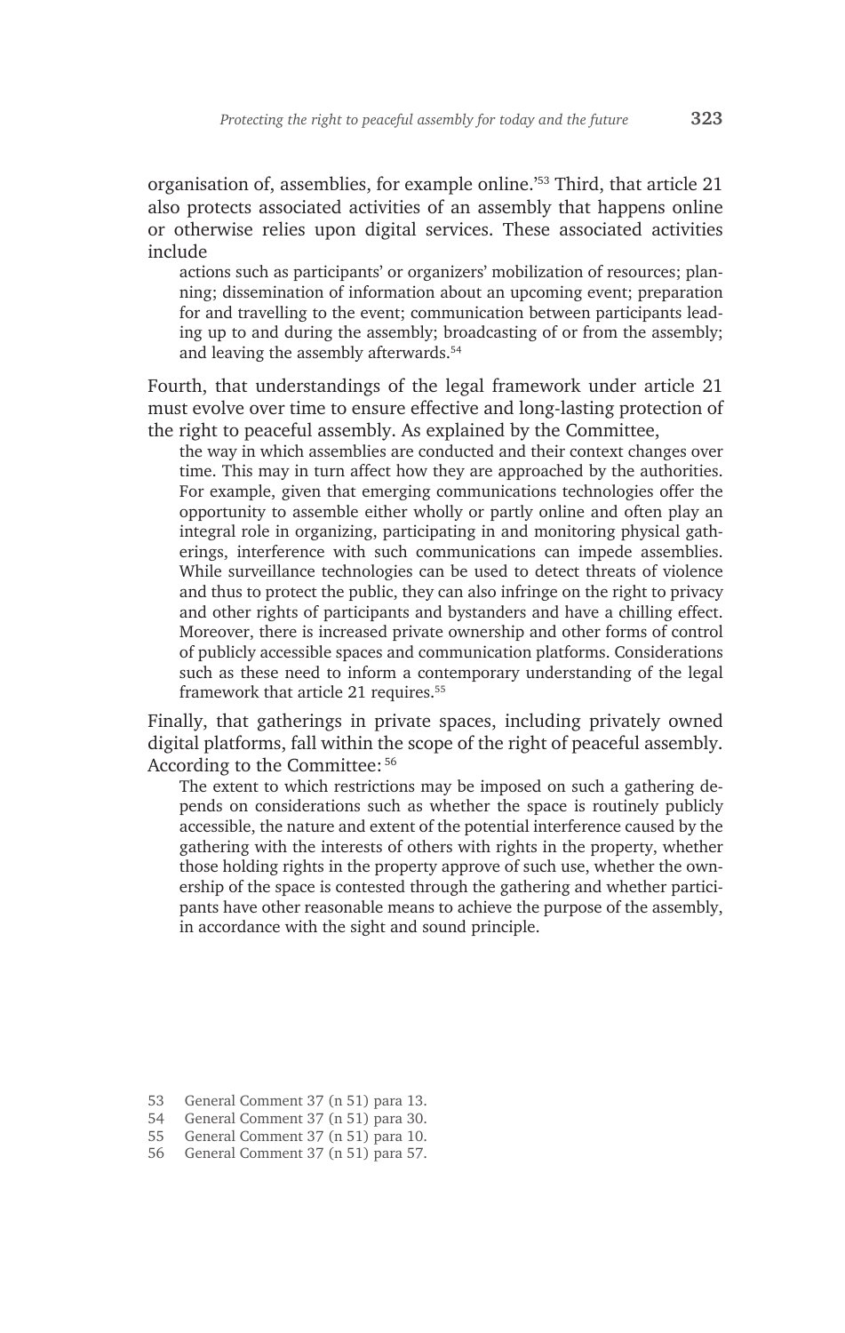organisation of, assemblies, for example online.'[53] Third, that article 21 also protects associated activities of an assembly that happens online or otherwise relies upon digital services. These associated activities include

> actions such as participants' or organizers' mobilization of resources; planning; dissemination of information about an upcoming event; preparation for and travelling to the event; communication between participants leading up to and during the assembly; broadcasting of or from the assembly; and leaving the assembly afterwards.[54]

Fourth, that understandings of the legal framework under article 21 must evolve over time to ensure effective and long-lasting protection of the right to peaceful assembly. As explained by the Committee,

> the way in which assemblies are conducted and their context changes over time. This may in turn affect how they are approached by the authorities. For example, given that emerging communications technologies offer the opportunity to assemble either wholly or partly online and often play an integral role in organizing, participating in and monitoring physical gatherings, interference with such communications can impede assemblies. While surveillance technologies can be used to detect threats of violence and thus to protect the public, they can also infringe on the right to privacy and other rights of participants and bystanders and have a chilling effect. Moreover, there is increased private ownership and other forms of control of publicly accessible spaces and communication platforms. Considerations such as these need to inform a contemporary understanding of the legal framework that article 21 requires.[55]

Finally, that gatherings in private spaces, including privately owned digital platforms, fall within the scope of the right of peaceful assembly. According to the Committee:[56]

> The extent to which restrictions may be imposed on such a gathering depends on considerations such as whether the space is routinely publicly accessible, the nature and extent of the potential interference caused by the gathering with the interests of others with rights in the property, whether those holding rights in the property approve of such use, whether the ownership of the space is contested through the gathering and whether participants have other reasonable means to achieve the purpose of the assembly, in accordance with the sight and sound principle.

53 General Comment 37 (n 51) para 13.
54 General Comment 37 (n 51) para 30.
55 General Comment 37 (n 51) para 10.
56 General Comment 37 (n 51) para 57.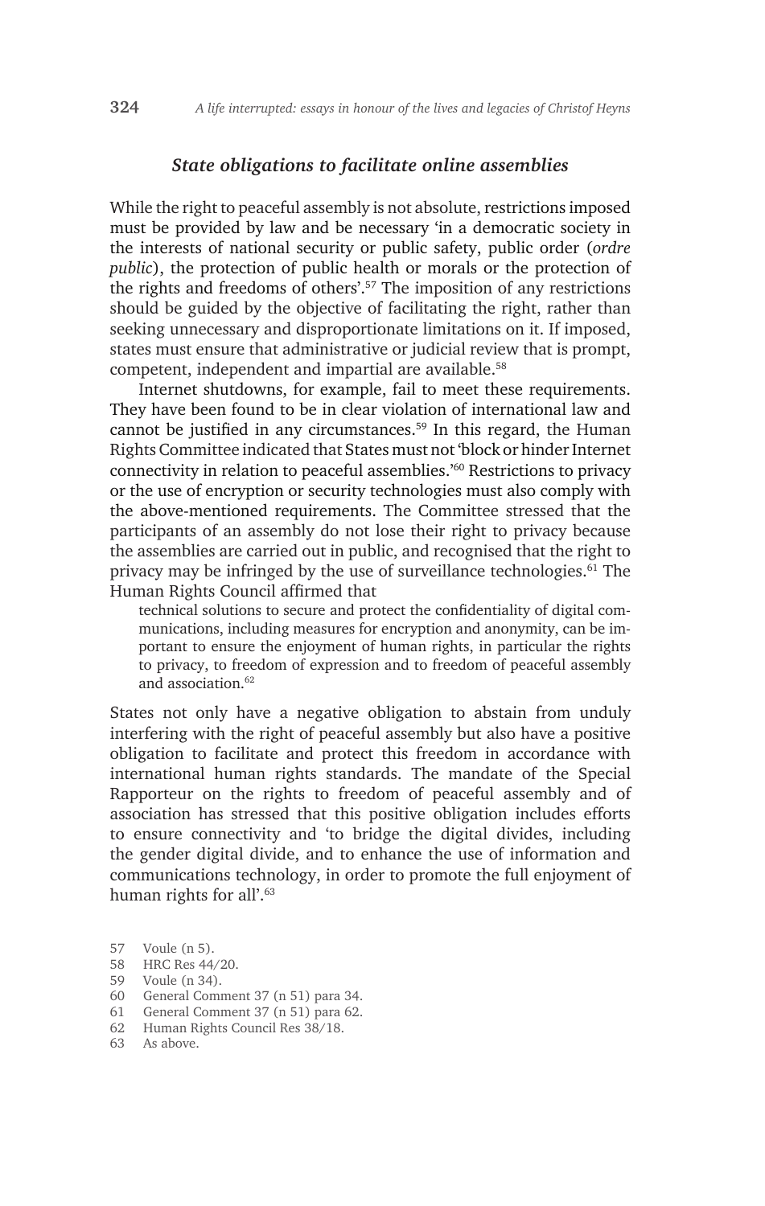### *State obligations to facilitate online assemblies*

While the right to peaceful assembly is not absolute, restrictions imposed must be provided by law and be necessary 'in a democratic society in the interests of national security or public safety, public order (*ordre public*), the protection of public health or morals or the protection of the rights and freedoms of others'.[57] The imposition of any restrictions should be guided by the objective of facilitating the right, rather than seeking unnecessary and disproportionate limitations on it. If imposed, states must ensure that administrative or judicial review that is prompt, competent, independent and impartial are available.[58]

Internet shutdowns, for example, fail to meet these requirements. They have been found to be in clear violation of international law and cannot be justified in any circumstances.[59] In this regard, the Human Rights Committee indicated that States must not 'block or hinder Internet connectivity in relation to peaceful assemblies.'[60] Restrictions to privacy or the use of encryption or security technologies must also comply with the above-mentioned requirements. The Committee stressed that the participants of an assembly do not lose their right to privacy because the assemblies are carried out in public, and recognised that the right to privacy may be infringed by the use of surveillance technologies.[61] The Human Rights Council affirmed that

> technical solutions to secure and protect the confidentiality of digital communications, including measures for encryption and anonymity, can be important to ensure the enjoyment of human rights, in particular the rights to privacy, to freedom of expression and to freedom of peaceful assembly and association.[62]

States not only have a negative obligation to abstain from unduly interfering with the right of peaceful assembly but also have a positive obligation to facilitate and protect this freedom in accordance with international human rights standards. The mandate of the Special Rapporteur on the rights to freedom of peaceful assembly and of association has stressed that this positive obligation includes efforts to ensure connectivity and 'to bridge the digital divides, including the gender digital divide, and to enhance the use of information and communications technology, in order to promote the full enjoyment of human rights for all'.[63]

57 Voule (n 5).
58 HRC Res 44/20.
59 Voule (n 34).
60 General Comment 37 (n 51) para 34.
61 General Comment 37 (n 51) para 62.
62 Human Rights Council Res 38/18.
63 As above.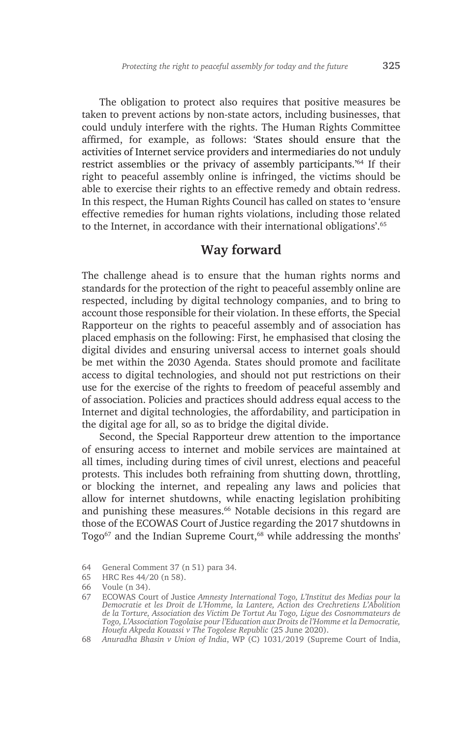The obligation to protect also requires that positive measures be taken to prevent actions by non-state actors, including businesses, that could unduly interfere with the rights. The Human Rights Committee affirmed, for example, as follows: 'States should ensure that the activities of Internet service providers and intermediaries do not unduly restrict assemblies or the privacy of assembly participants.'[64] If their right to peaceful assembly online is infringed, the victims should be able to exercise their rights to an effective remedy and obtain redress. In this respect, the Human Rights Council has called on states to 'ensure effective remedies for human rights violations, including those related to the Internet, in accordance with their international obligations'.[65]

## Way forward

The challenge ahead is to ensure that the human rights norms and standards for the protection of the right to peaceful assembly online are respected, including by digital technology companies, and to bring to account those responsible for their violation. In these efforts, the Special Rapporteur on the rights to peaceful assembly and of association has placed emphasis on the following: First, he emphasised that closing the digital divides and ensuring universal access to internet goals should be met within the 2030 Agenda. States should promote and facilitate access to digital technologies, and should not put restrictions on their use for the exercise of the rights to freedom of peaceful assembly and of association. Policies and practices should address equal access to the Internet and digital technologies, the affordability, and participation in the digital age for all, so as to bridge the digital divide.

Second, the Special Rapporteur drew attention to the importance of ensuring access to internet and mobile services are maintained at all times, including during times of civil unrest, elections and peaceful protests. This includes both refraining from shutting down, throttling, or blocking the internet, and repealing any laws and policies that allow for internet shutdowns, while enacting legislation prohibiting and punishing these measures.[66] Notable decisions in this regard are those of the ECOWAS Court of Justice regarding the 2017 shutdowns in Togo[67] and the Indian Supreme Court,[68] while addressing the months'

---

64 General Comment 37 (n 51) para 34.

65 HRC Res 44/20 (n 58).

66 Voule (n 34).

67 ECOWAS Court of Justice *Amnesty International Togo, L'Institut des Medias pour la Democratie et les Droit de L'Homme, la Lantere, Action des Crechretiens L'Abolition de la Torture, Association des Victim De Tortut Au Togo, Ligue des Cosnommateurs de Togo, L'Association Togolaise pour l'Education aux Droits de l'Homme et la Democratie, Houefa Akpeda Kouassi v The Togolese Republic* (25 June 2020).

68 *Anuradha Bhasin v Union of India*, WP (C) 1031/2019 (Supreme Court of India,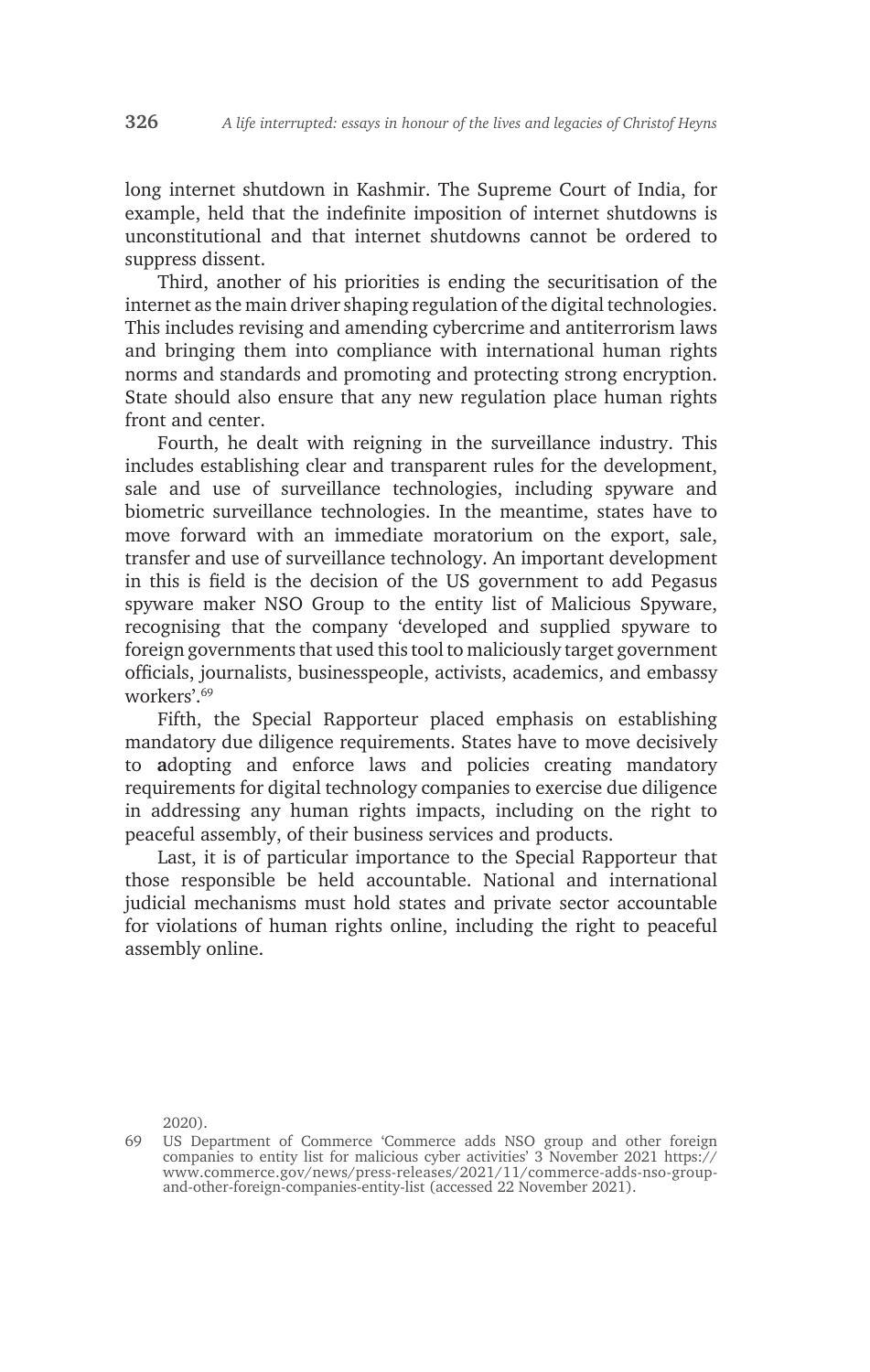long internet shutdown in Kashmir. The Supreme Court of India, for example, held that the indefinite imposition of internet shutdowns is unconstitutional and that internet shutdowns cannot be ordered to suppress dissent.

Third, another of his priorities is ending the securitisation of the internet as the main driver shaping regulation of the digital technologies. This includes revising and amending cybercrime and antiterrorism laws and bringing them into compliance with international human rights norms and standards and promoting and protecting strong encryption. State should also ensure that any new regulation place human rights front and center.

Fourth, he dealt with reigning in the surveillance industry. This includes establishing clear and transparent rules for the development, sale and use of surveillance technologies, including spyware and biometric surveillance technologies. In the meantime, states have to move forward with an immediate moratorium on the export, sale, transfer and use of surveillance technology. An important development in this is field is the decision of the US government to add Pegasus spyware maker NSO Group to the entity list of Malicious Spyware, recognising that the company 'developed and supplied spyware to foreign governments that used this tool to maliciously target government officials, journalists, businesspeople, activists, academics, and embassy workers'.[69]

Fifth, the Special Rapporteur placed emphasis on establishing mandatory due diligence requirements. States have to move decisively to **a**dopting and enforce laws and policies creating mandatory requirements for digital technology companies to exercise due diligence in addressing any human rights impacts, including on the right to peaceful assembly, of their business services and products.

Last, it is of particular importance to the Special Rapporteur that those responsible be held accountable. National and international judicial mechanisms must hold states and private sector accountable for violations of human rights online, including the right to peaceful assembly online.

2020).

69 US Department of Commerce 'Commerce adds NSO group and other foreign companies to entity list for malicious cyber activities' 3 November 2021 https://www.commerce.gov/news/press-releases/2021/11/commerce-adds-nso-group-and-other-foreign-companies-entity-list (accessed 22 November 2021).